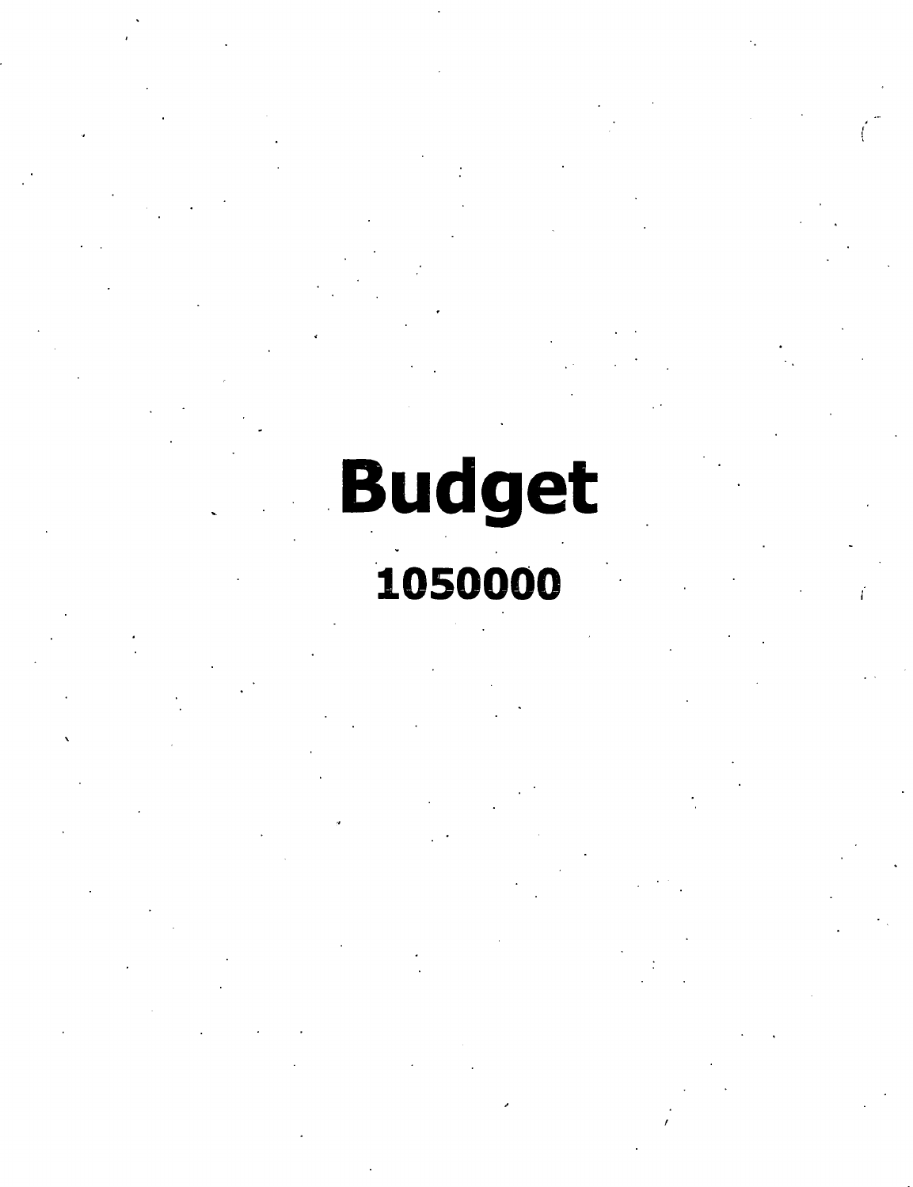# Budget

**1050000**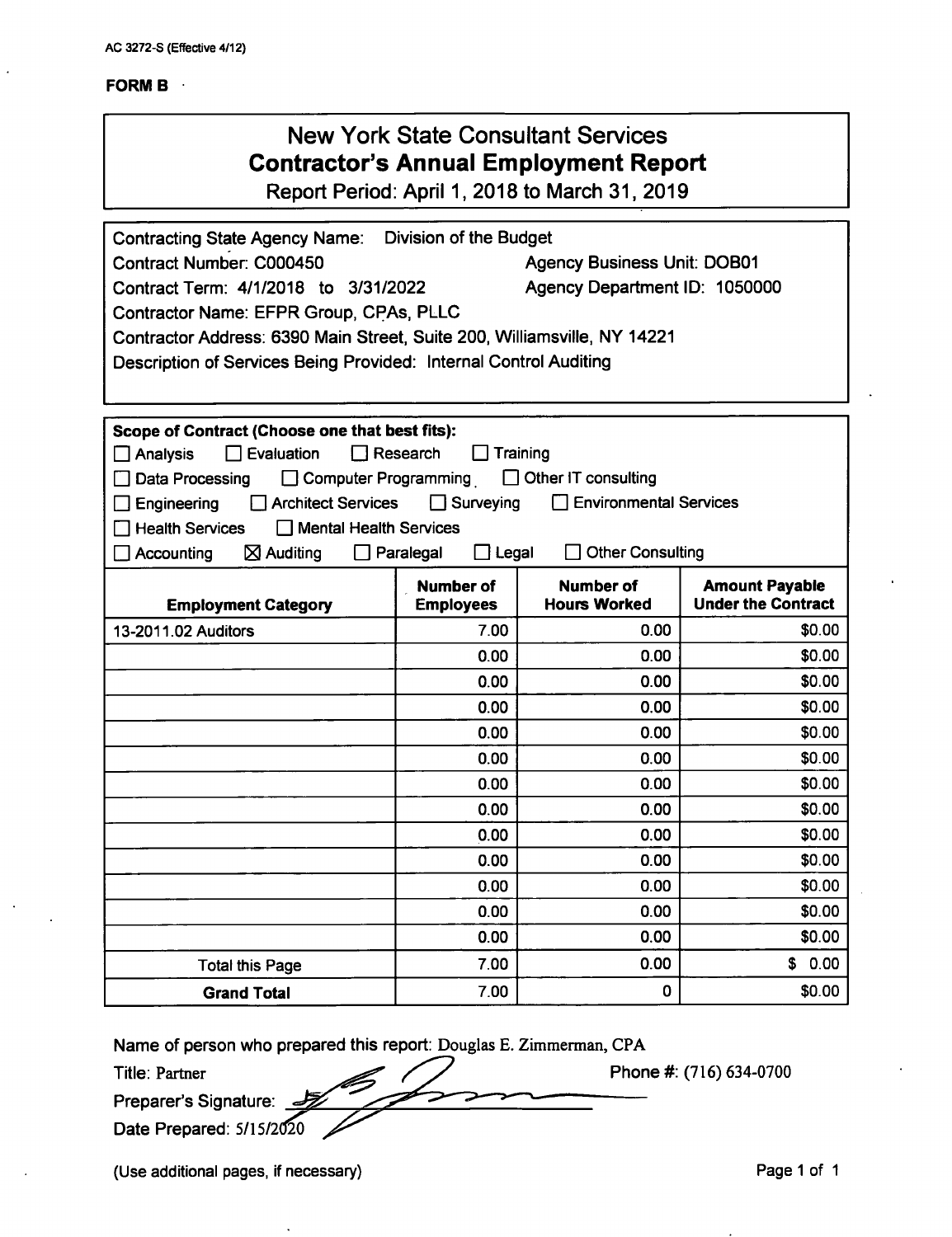AC 3272-S (Effective 4/12)

**FORM B**

# New York State Consultant Services
## Contractor's Annual Employment Report
Report Period: April 1, 2018 to March 31, 2019

Contracting State Agency Name: Division of the Budget
Contract Number: C000450 — Agency Business Unit: DOB01
Contract Term: 4/1/2018 to 3/31/2022 — Agency Department ID: 1050000
Contractor Name: EFPR Group, CPAs, PLLC
Contractor Address: 6390 Main Street, Suite 200, Williamsville, NY 14221
Description of Services Being Provided: Internal Control Auditing

**Scope of Contract (Choose one that best fits):**

- ☐ Analysis ☐ Evaluation ☐ Research ☐ Training
- ☐ Data Processing ☐ Computer Programming ☐ Other IT consulting
- ☐ Engineering ☐ Architect Services ☐ Surveying ☐ Environmental Services
- ☐ Health Services ☐ Mental Health Services
- ☐ Accounting ☒ Auditing ☐ Paralegal ☐ Legal ☐ Other Consulting

| Employment Category | Number of Employees | Number of Hours Worked | Amount Payable Under the Contract |
|---|---|---|---|
| 13-2011.02 Auditors | 7.00 | 0.00 | $0.00 |
| | 0.00 | 0.00 | $0.00 |
| | 0.00 | 0.00 | $0.00 |
| | 0.00 | 0.00 | $0.00 |
| | 0.00 | 0.00 | $0.00 |
| | 0.00 | 0.00 | $0.00 |
| | 0.00 | 0.00 | $0.00 |
| | 0.00 | 0.00 | $0.00 |
| | 0.00 | 0.00 | $0.00 |
| | 0.00 | 0.00 | $0.00 |
| | 0.00 | 0.00 | $0.00 |
| | 0.00 | 0.00 | $0.00 |
| | 0.00 | 0.00 | $0.00 |
| Total this Page | 7.00 | 0.00 | $ 0.00 |
| **Grand Total** | 7.00 | 0 | $0.00 |

Name of person who prepared this report: Douglas E. Zimmerman, CPA
Title: Partner — Phone #: (716) 634-0700
Preparer's Signature:
Date Prepared: 5/15/2020

(Use additional pages, if necessary)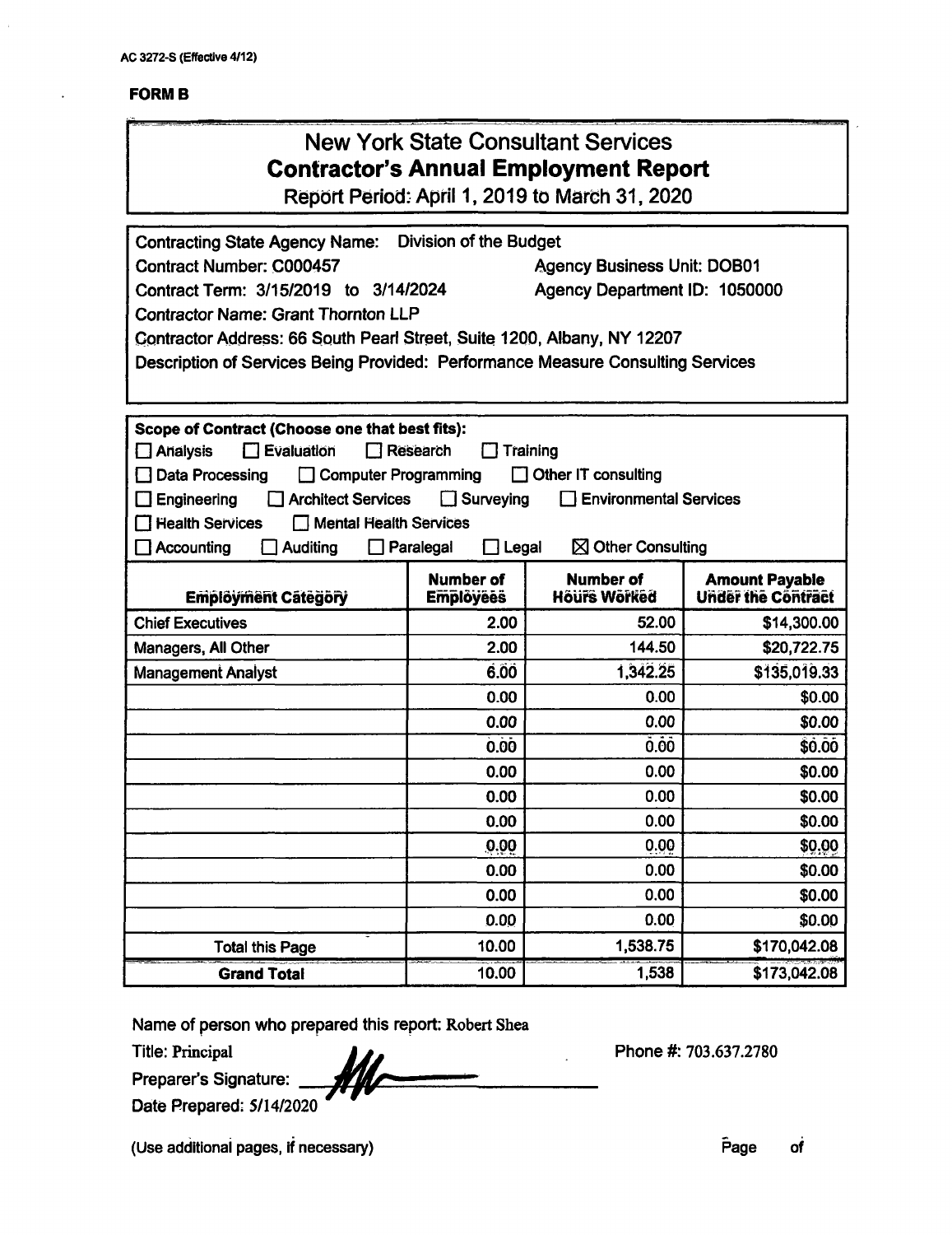AC 3272-S (Effective 4/12)

**FORM B**

# New York State Consultant Services
## Contractor's Annual Employment Report
Report Period: April 1, 2019 to March 31, 2020

Contracting State Agency Name: Division of the Budget
Contract Number: C000457 — Agency Business Unit: DOB01
Contract Term: 3/15/2019 to 3/14/2024 — Agency Department ID: 1050000
Contractor Name: Grant Thornton LLP
Contractor Address: 66 South Pearl Street, Suite 1200, Albany, NY 12207
Description of Services Being Provided: Performance Measure Consulting Services

**Scope of Contract (Choose one that best fits):**

- [ ] Analysis
- [ ] Evaluation
- [ ] Research
- [ ] Training
- [ ] Data Processing
- [ ] Computer Programming
- [ ] Other IT consulting
- [ ] Engineering
- [ ] Architect Services
- [ ] Surveying
- [ ] Environmental Services
- [ ] Health Services
- [ ] Mental Health Services
- [ ] Accounting
- [ ] Auditing
- [ ] Paralegal
- [ ] Legal
- [x] Other Consulting

| Employment Category | Number of Employees | Number of Hours Worked | Amount Payable Under the Contract |
|---|---|---|---|
| Chief Executives | 2.00 | 52.00 | $14,300.00 |
| Managers, All Other | 2.00 | 144.50 | $20,722.75 |
| Management Analyst | 6.00 | 1,342.25 | $135,019.33 |
| | 0.00 | 0.00 | $0.00 |
| | 0.00 | 0.00 | $0.00 |
| | 0.00 | 0.00 | $0.00 |
| | 0.00 | 0.00 | $0.00 |
| | 0.00 | 0.00 | $0.00 |
| | 0.00 | 0.00 | $0.00 |
| | 0.00 | 0.00 | $0.00 |
| | 0.00 | 0.00 | $0.00 |
| | 0.00 | 0.00 | $0.00 |
| | 0.00 | 0.00 | $0.00 |
| Total this Page | 10.00 | 1,538.75 | $170,042.08 |
| **Grand Total** | 10.00 | 1,538 | $173,042.08 |

Name of person who prepared this report: Robert Shea
Title: Principal
Preparer's Signature:
Date Prepared: 5/14/2020
Phone #: 703.637.2780

(Use additional pages, if necessary) Page of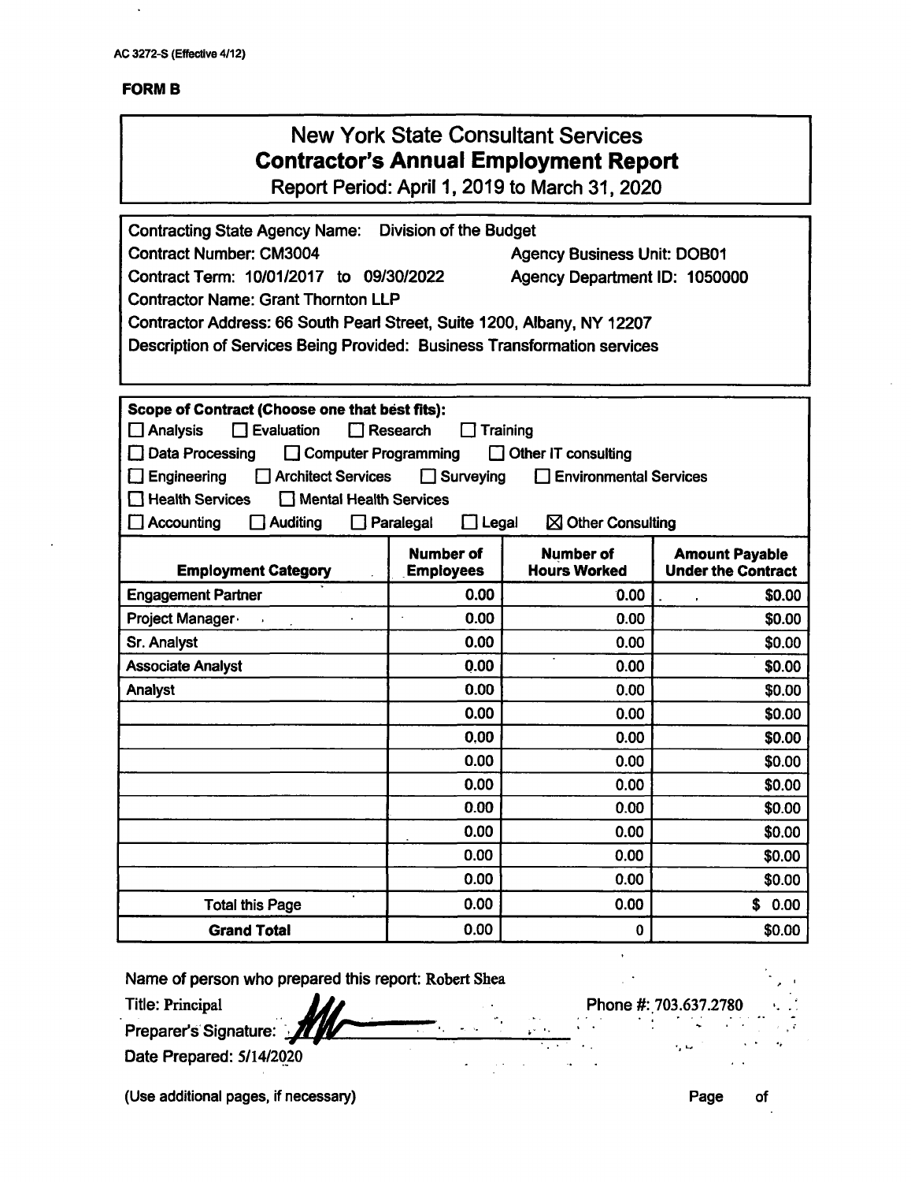AC 3272-S (Effective 4/12)

**FORM B**

# New York State Consultant Services
## Contractor's Annual Employment Report
### Report Period: April 1, 2019 to March 31, 2020

Contracting State Agency Name: Division of the Budget
Contract Number: CM3004 | Agency Business Unit: DOB01
Contract Term: 10/01/2017 to 09/30/2022 | Agency Department ID: 1050000
Contractor Name: Grant Thornton LLP
Contractor Address: 66 South Pearl Street, Suite 1200, Albany, NY 12207
Description of Services Being Provided: Business Transformation services

**Scope of Contract (Choose one that best fits):**

☐ Analysis ☐ Evaluation ☐ Research ☐ Training
☐ Data Processing ☐ Computer Programming ☐ Other IT consulting
☐ Engineering ☐ Architect Services ☐ Surveying ☐ Environmental Services
☐ Health Services ☐ Mental Health Services
☐ Accounting ☐ Auditing ☐ Paralegal ☐ Legal ☒ Other Consulting

| Employment Category | Number of Employees | Number of Hours Worked | Amount Payable Under the Contract |
|---|---|---|---|
| Engagement Partner | 0.00 | 0.00 | $0.00 |
| Project Manager | 0.00 | 0.00 | $0.00 |
| Sr. Analyst | 0.00 | 0.00 | $0.00 |
| Associate Analyst | 0.00 | 0.00 | $0.00 |
| Analyst | 0.00 | 0.00 | $0.00 |
| | 0.00 | 0.00 | $0.00 |
| | 0.00 | 0.00 | $0.00 |
| | 0.00 | 0.00 | $0.00 |
| | 0.00 | 0.00 | $0.00 |
| | 0.00 | 0.00 | $0.00 |
| | 0.00 | 0.00 | $0.00 |
| | 0.00 | 0.00 | $0.00 |
| | 0.00 | 0.00 | $0.00 |
| Total this Page | 0.00 | 0.00 | $ 0.00 |
| **Grand Total** | 0.00 | 0 | $0.00 |

Name of person who prepared this report: Robert Shea
Title: Principal | Phone #: 703.637.2780
Preparer's Signature:
Date Prepared: 5/14/2020

(Use additional pages, if necessary) Page of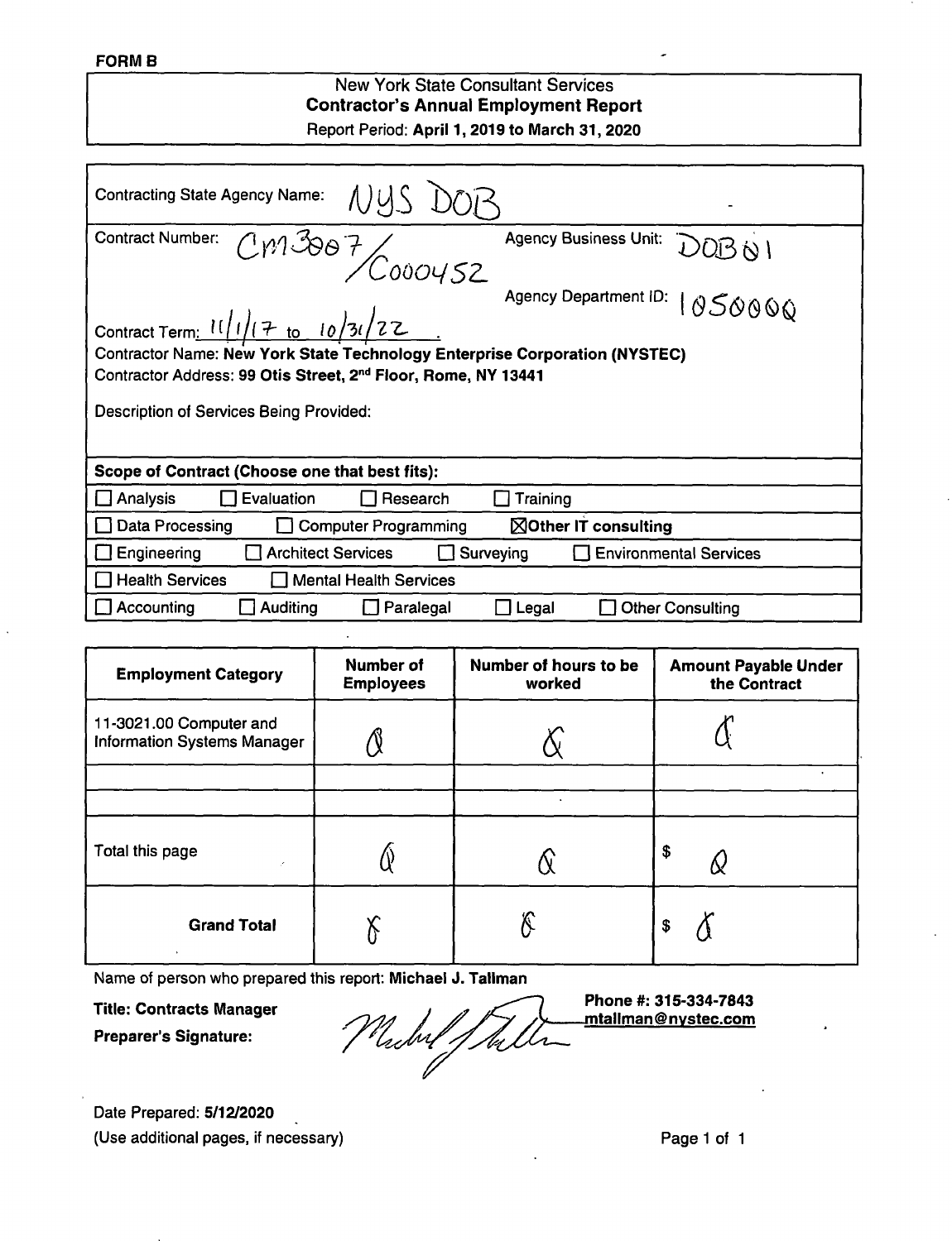**FORM B**

# New York State Consultant Services
## Contractor's Annual Employment Report

Report Period: **April 1, 2019 to March 31, 2020**

Contracting State Agency Name: NYS DOB

Contract Number: CM3007 / C000452

Agency Business Unit: DOB01

Agency Department ID: 1050000

Contract Term: 11/1/17 to 10/31/22

**Contractor Name: New York State Technology Enterprise Corporation (NYSTEC)**

Contractor Address: **99 Otis Street, 2nd Floor, Rome, NY 13441**

Description of Services Being Provided:

**Scope of Contract (Choose one that best fits):**

- ☐ Analysis ☐ Evaluation ☐ Research ☐ Training
- ☐ Data Processing ☐ Computer Programming ☒ **Other IT consulting**
- ☐ Engineering ☐ Architect Services ☐ Surveying ☐ Environmental Services
- ☐ Health Services ☐ Mental Health Services
- ☐ Accounting ☐ Auditing ☐ Paralegal ☐ Legal ☐ Other Consulting

| Employment Category | Number of Employees | Number of hours to be worked | Amount Payable Under the Contract |
|---|---|---|---|
| 11-3021.00 Computer and Information Systems Manager | 0 | 0 | 0 |
| | | | |
| | | | |
| Total this page | 0 | 0 | $ 0 |
| **Grand Total** | 0 | 0 | $ 0 |

Name of person who prepared this report: **Michael J. Tallman**

**Title: Contracts Manager**

**Preparer's Signature:** [signature]

**Phone #: 315-334-7843**
**mtallman@nystec.com**

Date Prepared: **5/12/2020**

(Use additional pages, if necessary)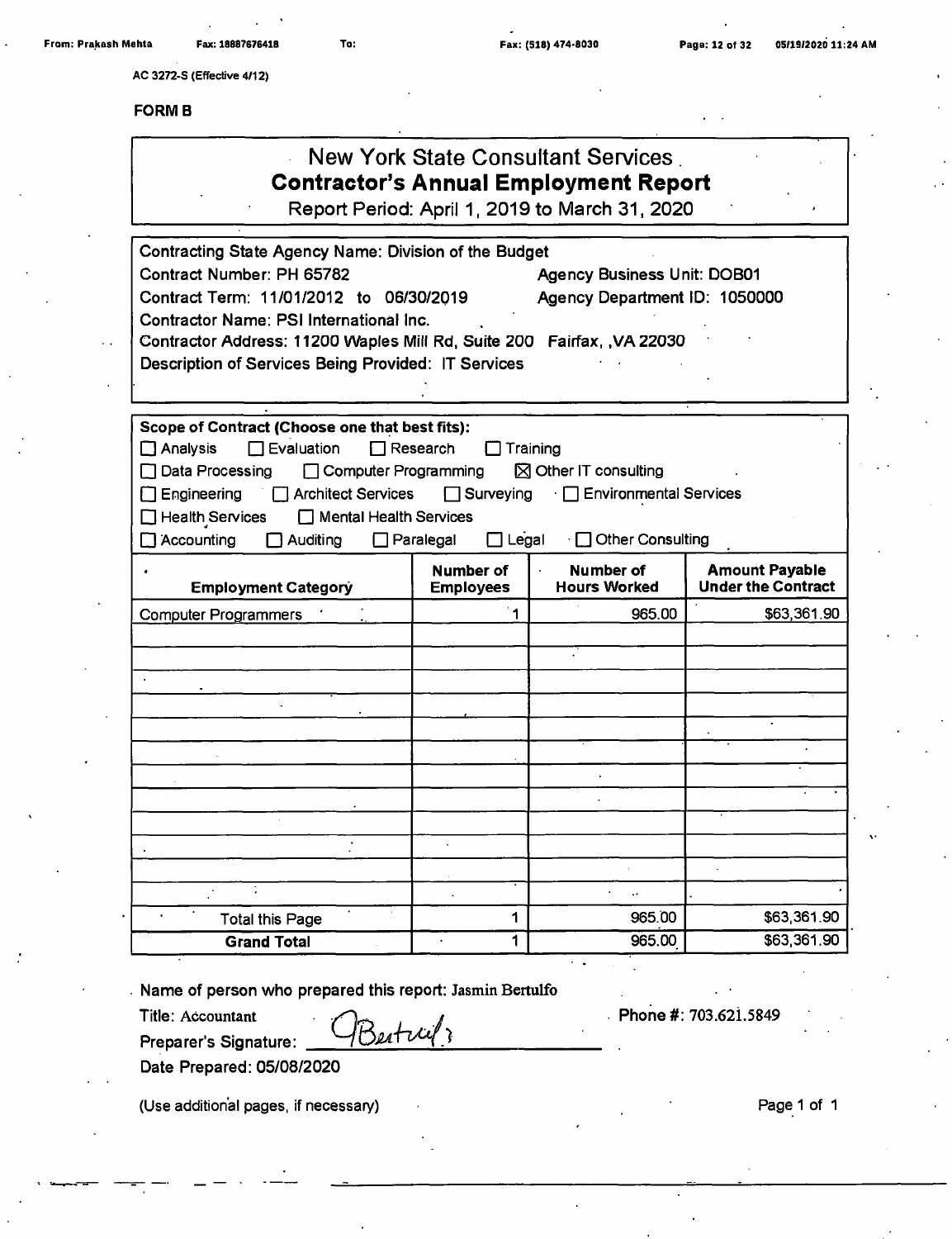AC 3272-S (Effective 4/12)

**FORM B**

# New York State Consultant Services
## Contractor's Annual Employment Report
Report Period: April 1, 2019 to March 31, 2020

Contracting State Agency Name: Division of the Budget
Contract Number: PH 65782 Agency Business Unit: DOB01
Contract Term: 11/01/2012 to 06/30/2019 Agency Department ID: 1050000
Contractor Name: PSI International Inc.
Contractor Address: 11200 Waples Mill Rd, Suite 200 Fairfax, ,VA 22030
Description of Services Being Provided: IT Services

**Scope of Contract (Choose one that best fits):**

☐ Analysis ☐ Evaluation ☐ Research ☐ Training
☐ Data Processing ☐ Computer Programming ☒ Other IT consulting
☐ Engineering ☐ Architect Services ☐ Surveying ☐ Environmental Services
☐ Health Services ☐ Mental Health Services
☐ Accounting ☐ Auditing ☐ Paralegal ☐ Legal ☐ Other Consulting

| Employment Category | Number of Employees | Number of Hours Worked | Amount Payable Under the Contract |
|---|---|---|---|
| Computer Programmers | 1 | 965.00 | $63,361.90 |
| | | | |
| | | | |
| | | | |
| | | | |
| | | | |
| | | | |
| | | | |
| | | | |
| | | | |
| | | | |
| | | | |
| | | | |
| Total this Page | 1 | 965.00 | $63,361.90 |
| **Grand Total** | 1 | 965.00 | $63,361.90 |

Name of person who prepared this report: Jasmin Bertulfo
Title: Accountant Phone #: 703.621.5849
Preparer's Signature: JBertulfo
Date Prepared: 05/08/2020

(Use additional pages, if necessary)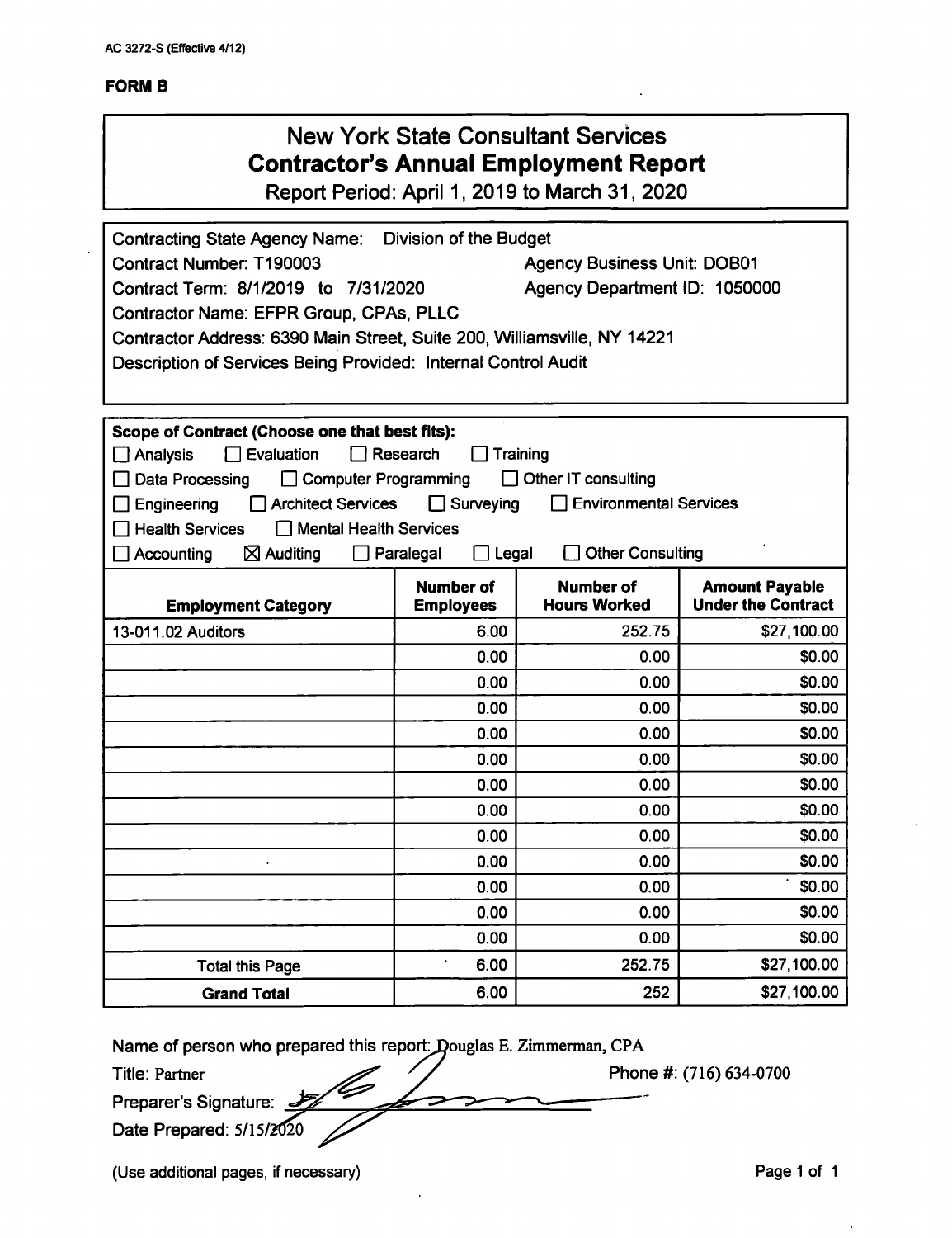AC 3272-S (Effective 4/12)

**FORM B**

# New York State Consultant Services
## Contractor's Annual Employment Report
Report Period: April 1, 2019 to March 31, 2020

Contracting State Agency Name: Division of the Budget
Contract Number: T190003 Agency Business Unit: DOB01
Contract Term: 8/1/2019 to 7/31/2020 Agency Department ID: 1050000
Contractor Name: EFPR Group, CPAs, PLLC
Contractor Address: 6390 Main Street, Suite 200, Williamsville, NY 14221
Description of Services Being Provided: Internal Control Audit

**Scope of Contract (Choose one that best fits):**

☐ Analysis ☐ Evaluation ☐ Research ☐ Training
☐ Data Processing ☐ Computer Programming ☐ Other IT consulting
☐ Engineering ☐ Architect Services ☐ Surveying ☐ Environmental Services
☐ Health Services ☐ Mental Health Services
☐ Accounting ☒ Auditing ☐ Paralegal ☐ Legal ☐ Other Consulting

| Employment Category | Number of Employees | Number of Hours Worked | Amount Payable Under the Contract |
|---|---|---|---|
| 13-011.02 Auditors | 6.00 | 252.75 | $27,100.00 |
| | 0.00 | 0.00 | $0.00 |
| | 0.00 | 0.00 | $0.00 |
| | 0.00 | 0.00 | $0.00 |
| | 0.00 | 0.00 | $0.00 |
| | 0.00 | 0.00 | $0.00 |
| | 0.00 | 0.00 | $0.00 |
| | 0.00 | 0.00 | $0.00 |
| | 0.00 | 0.00 | $0.00 |
| | 0.00 | 0.00 | $0.00 |
| | 0.00 | 0.00 | $0.00 |
| | 0.00 | 0.00 | $0.00 |
| | 0.00 | 0.00 | $0.00 |
| Total this Page | 6.00 | 252.75 | $27,100.00 |
| **Grand Total** | 6.00 | 252 | $27,100.00 |

Name of person who prepared this report: Douglas E. Zimmerman, CPA
Title: Partner Phone #: (716) 634-0700
Preparer's Signature:
Date Prepared: 5/15/2020

(Use additional pages, if necessary)